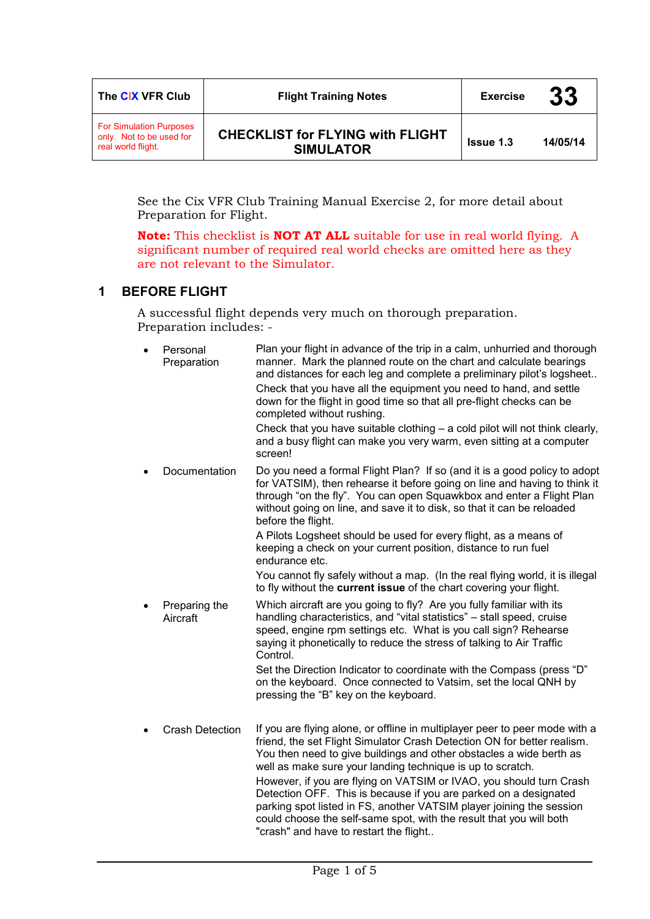| The CIX VFR Club | Flight Training Notes | Exercise | 33 |
|---|---|---|---|
| For Simulation Purposes only. Not to be used for real world flight. | CHECKLIST for FLYING with FLIGHT SIMULATOR | Issue 1.3 | 14/05/14 |

See the Cix VFR Club Training Manual Exercise 2, for more detail about Preparation for Flight.

**Note:** This checklist is **NOT AT ALL** suitable for use in real world flying. A significant number of required real world checks are omitted here as they are not relevant to the Simulator.

## 1 BEFORE FLIGHT

A successful flight depends very much on thorough preparation. Preparation includes: -

- **Personal Preparation**

  Plan your flight in advance of the trip in a calm, unhurried and thorough manner. Mark the planned route on the chart and calculate bearings and distances for each leg and complete a preliminary pilot's logsheet..

  Check that you have all the equipment you need to hand, and settle down for the flight in good time so that all pre-flight checks can be completed without rushing.

  Check that you have suitable clothing – a cold pilot will not think clearly, and a busy flight can make you very warm, even sitting at a computer screen!

- **Documentation**

  Do you need a formal Flight Plan? If so (and it is a good policy to adopt for VATSIM), then rehearse it before going on line and having to think it through "on the fly". You can open Squawkbox and enter a Flight Plan without going on line, and save it to disk, so that it can be reloaded before the flight.

  A Pilots Logsheet should be used for every flight, as a means of keeping a check on your current position, distance to run fuel endurance etc.

  You cannot fly safely without a map. (In the real flying world, it is illegal to fly without the **current issue** of the chart covering your flight.

- **Preparing the Aircraft**

  Which aircraft are you going to fly? Are you fully familiar with its handling characteristics, and "vital statistics" – stall speed, cruise speed, engine rpm settings etc. What is you call sign? Rehearse saying it phonetically to reduce the stress of talking to Air Traffic Control.

  Set the Direction Indicator to coordinate with the Compass (press "D" on the keyboard. Once connected to Vatsim, set the local QNH by pressing the "B" key on the keyboard.

- **Crash Detection**

  If you are flying alone, or offline in multiplayer peer to peer mode with a friend, the set Flight Simulator Crash Detection ON for better realism. You then need to give buildings and other obstacles a wide berth as well as make sure your landing technique is up to scratch.

  However, if you are flying on VATSIM or IVAO, you should turn Crash Detection OFF. This is because if you are parked on a designated parking spot listed in FS, another VATSIM player joining the session could choose the self-same spot, with the result that you will both "crash" and have to restart the flight..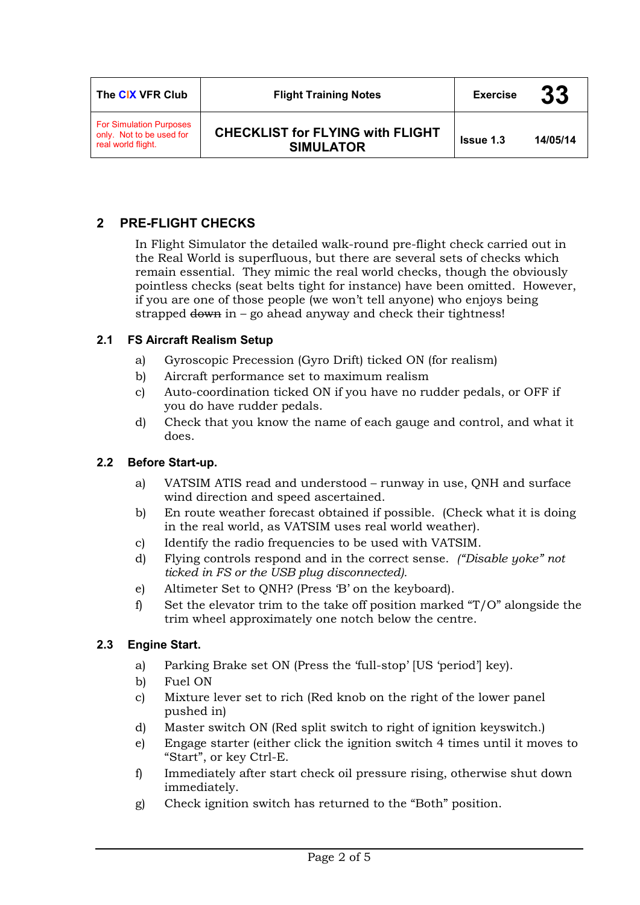## 2 PRE-FLIGHT CHECKS

In Flight Simulator the detailed walk-round pre-flight check carried out in the Real World is superfluous, but there are several sets of checks which remain essential. They mimic the real world checks, though the obviously pointless checks (seat belts tight for instance) have been omitted. However, if you are one of those people (we won't tell anyone) who enjoys being strapped ~~down~~ in – go ahead anyway and check their tightness!

### 2.1 FS Aircraft Realism Setup

a) Gyroscopic Precession (Gyro Drift) ticked ON (for realism)

b) Aircraft performance set to maximum realism

c) Auto-coordination ticked ON if you have no rudder pedals, or OFF if you do have rudder pedals.

d) Check that you know the name of each gauge and control, and what it does.

### 2.2 Before Start-up.

a) VATSIM ATIS read and understood – runway in use, QNH and surface wind direction and speed ascertained.

b) En route weather forecast obtained if possible. (Check what it is doing in the real world, as VATSIM uses real world weather).

c) Identify the radio frequencies to be used with VATSIM.

d) Flying controls respond and in the correct sense. *("Disable yoke" not ticked in FS or the USB plug disconnected).*

e) Altimeter Set to QNH? (Press 'B' on the keyboard).

f) Set the elevator trim to the take off position marked "T/O" alongside the trim wheel approximately one notch below the centre.

### 2.3 Engine Start.

a) Parking Brake set ON (Press the 'full-stop' [US 'period'] key).

b) Fuel ON

c) Mixture lever set to rich (Red knob on the right of the lower panel pushed in)

d) Master switch ON (Red split switch to right of ignition keyswitch.)

e) Engage starter (either click the ignition switch 4 times until it moves to "Start", or key Ctrl-E.

f) Immediately after start check oil pressure rising, otherwise shut down immediately.

g) Check ignition switch has returned to the "Both" position.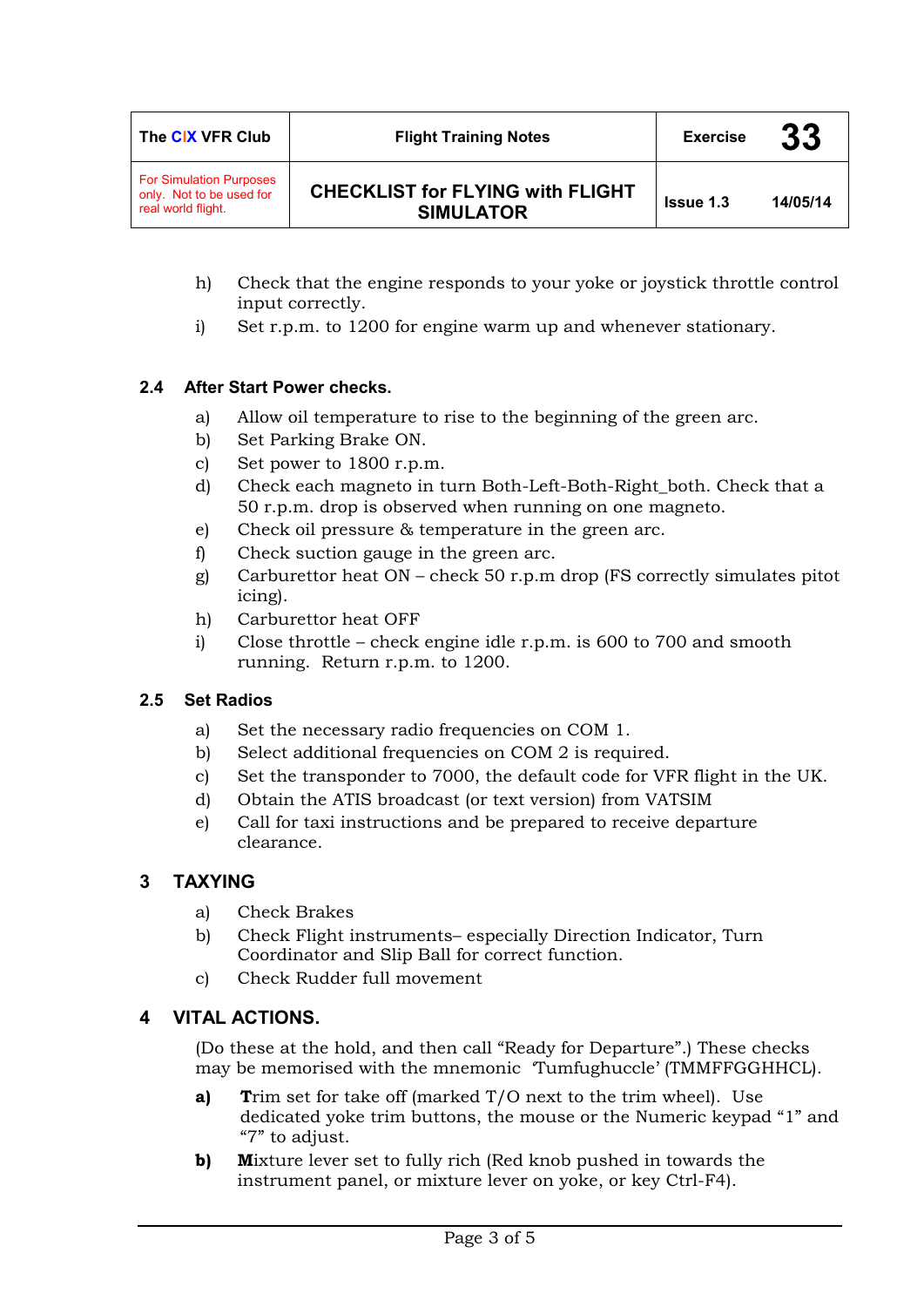h) Check that the engine responds to your yoke or joystick throttle control input correctly.

i) Set r.p.m. to 1200 for engine warm up and whenever stationary.

### 2.4 After Start Power checks.

a) Allow oil temperature to rise to the beginning of the green arc.

b) Set Parking Brake ON.

c) Set power to 1800 r.p.m.

d) Check each magneto in turn Both-Left-Both-Right_both. Check that a 50 r.p.m. drop is observed when running on one magneto.

e) Check oil pressure & temperature in the green arc.

f) Check suction gauge in the green arc.

g) Carburettor heat ON – check 50 r.p.m drop (FS correctly simulates pitot icing).

h) Carburettor heat OFF

i) Close throttle – check engine idle r.p.m. is 600 to 700 and smooth running. Return r.p.m. to 1200.

### 2.5 Set Radios

a) Set the necessary radio frequencies on COM 1.

b) Select additional frequencies on COM 2 is required.

c) Set the transponder to 7000, the default code for VFR flight in the UK.

d) Obtain the ATIS broadcast (or text version) from VATSIM

e) Call for taxi instructions and be prepared to receive departure clearance.

## 3 TAXYING

a) Check Brakes

b) Check Flight instruments– especially Direction Indicator, Turn Coordinator and Slip Ball for correct function.

c) Check Rudder full movement

## 4 VITAL ACTIONS.

(Do these at the hold, and then call "Ready for Departure".) These checks may be memorised with the mnemonic 'Tumfughuccle' (TMMFFGGHHCL).

**a)** **T**rim set for take off (marked T/O next to the trim wheel). Use dedicated yoke trim buttons, the mouse or the Numeric keypad "1" and "7" to adjust.

**b)** **M**ixture lever set to fully rich (Red knob pushed in towards the instrument panel, or mixture lever on yoke, or key Ctrl-F4).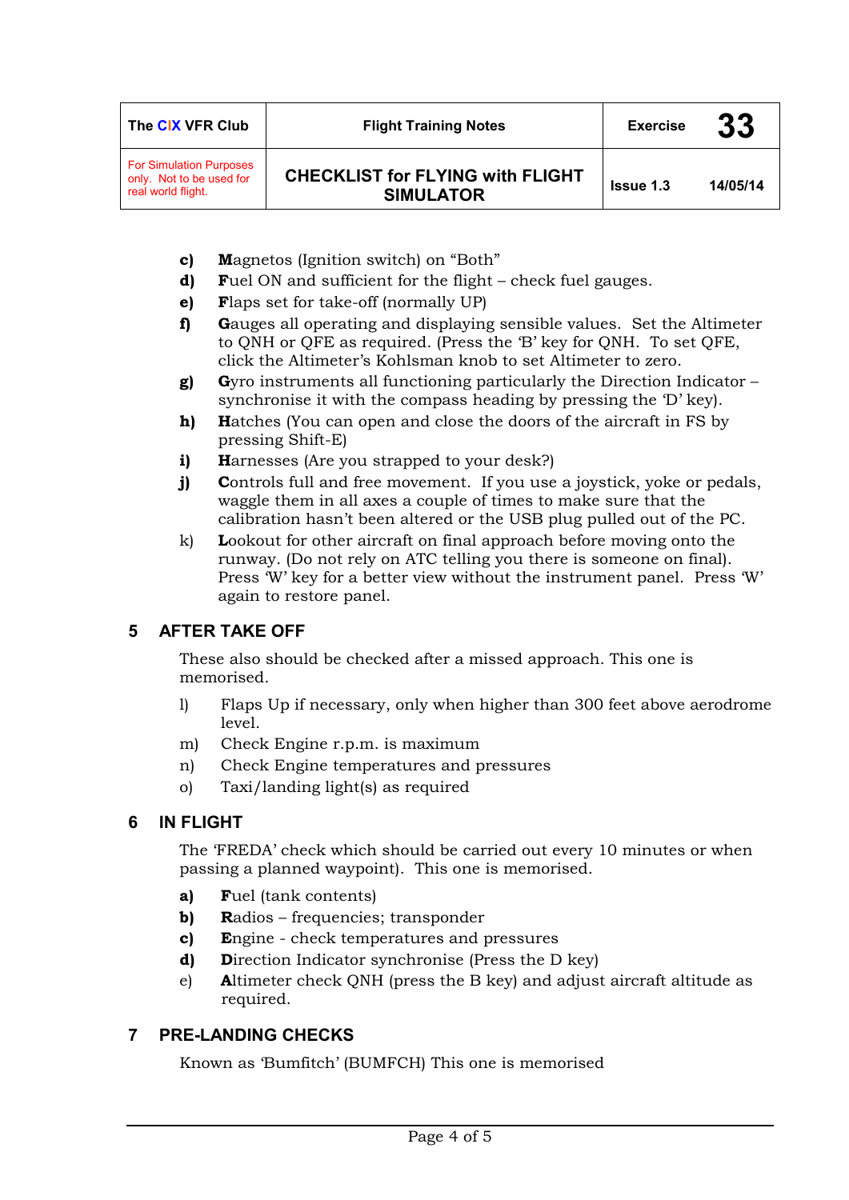| The CIX VFR Club | Flight Training Notes | Exercise | 33 |
|---|---|---|---|
| For Simulation Purposes only. Not to be used for real world flight. | CHECKLIST for FLYING with FLIGHT SIMULATOR | Issue 1.3 | 14/05/14 |

- **c)** **M**agnetos (Ignition switch) on "Both"
- **d)** **F**uel ON and sufficient for the flight – check fuel gauges.
- **e)** **F**laps set for take-off (normally UP)
- **f)** **G**auges all operating and displaying sensible values. Set the Altimeter to QNH or QFE as required. (Press the 'B' key for QNH. To set QFE, click the Altimeter's Kohlsman knob to set Altimeter to zero.
- **g)** **G**yro instruments all functioning particularly the Direction Indicator – synchronise it with the compass heading by pressing the 'D' key).
- **h)** **H**atches (You can open and close the doors of the aircraft in FS by pressing Shift-E)
- **i)** **H**arnesses (Are you strapped to your desk?)
- **j)** **C**ontrols full and free movement. If you use a joystick, yoke or pedals, waggle them in all axes a couple of times to make sure that the calibration hasn't been altered or the USB plug pulled out of the PC.
- k) **L**ookout for other aircraft on final approach before moving onto the runway. (Do not rely on ATC telling you there is someone on final). Press 'W' key for a better view without the instrument panel. Press 'W' again to restore panel.

## 5 AFTER TAKE OFF

These also should be checked after a missed approach. This one is memorised.

- l) Flaps Up if necessary, only when higher than 300 feet above aerodrome level.
- m) Check Engine r.p.m. is maximum
- n) Check Engine temperatures and pressures
- o) Taxi/landing light(s) as required

## 6 IN FLIGHT

The 'FREDA' check which should be carried out every 10 minutes or when passing a planned waypoint). This one is memorised.

- **a)** **F**uel (tank contents)
- **b)** **R**adios – frequencies; transponder
- **c)** **E**ngine - check temperatures and pressures
- **d)** **D**irection Indicator synchronise (Press the D key)
- e) **A**ltimeter check QNH (press the B key) and adjust aircraft altitude as required.

## 7 PRE-LANDING CHECKS

Known as 'Bumfitch' (BUMFCH) This one is memorised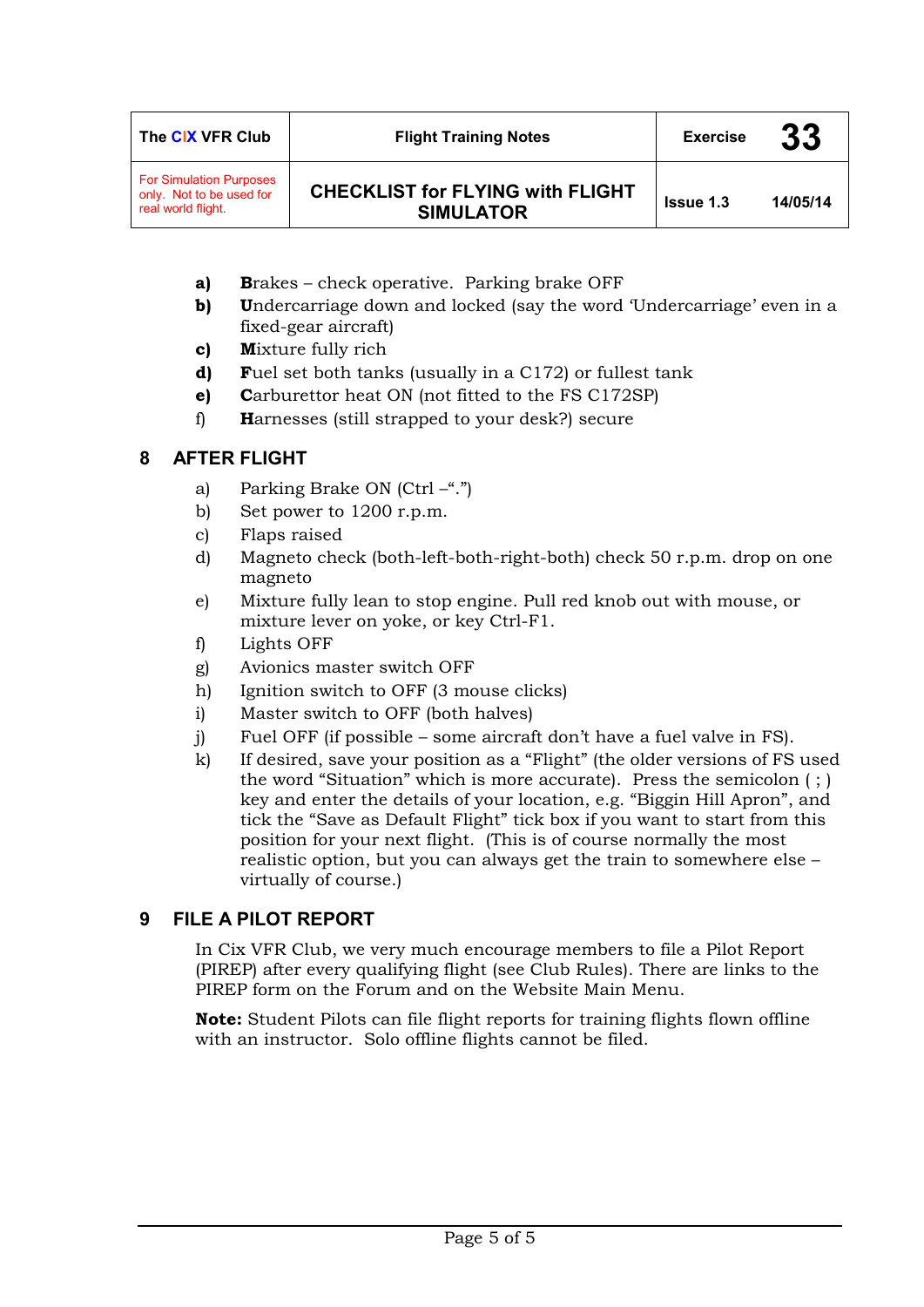a) **B**rakes – check operative. Parking brake OFF
b) **U**ndercarriage down and locked (say the word 'Undercarriage' even in a fixed-gear aircraft)
c) **M**ixture fully rich
d) **F**uel set both tanks (usually in a C172) or fullest tank
e) **C**arburettor heat ON (not fitted to the FS C172SP)
f) **H**arnesses (still strapped to your desk?) secure

## 8 AFTER FLIGHT

a) Parking Brake ON (Ctrl –".")
b) Set power to 1200 r.p.m.
c) Flaps raised
d) Magneto check (both-left-both-right-both) check 50 r.p.m. drop on one magneto
e) Mixture fully lean to stop engine. Pull red knob out with mouse, or mixture lever on yoke, or key Ctrl-F1.
f) Lights OFF
g) Avionics master switch OFF
h) Ignition switch to OFF (3 mouse clicks)
i) Master switch to OFF (both halves)
j) Fuel OFF (if possible – some aircraft don't have a fuel valve in FS).
k) If desired, save your position as a "Flight" (the older versions of FS used the word "Situation" which is more accurate). Press the semicolon ( ; ) key and enter the details of your location, e.g. "Biggin Hill Apron", and tick the "Save as Default Flight" tick box if you want to start from this position for your next flight. (This is of course normally the most realistic option, but you can always get the train to somewhere else – virtually of course.)

## 9 FILE A PILOT REPORT

In Cix VFR Club, we very much encourage members to file a Pilot Report (PIREP) after every qualifying flight (see Club Rules). There are links to the PIREP form on the Forum and on the Website Main Menu.

**Note:** Student Pilots can file flight reports for training flights flown offline with an instructor. Solo offline flights cannot be filed.